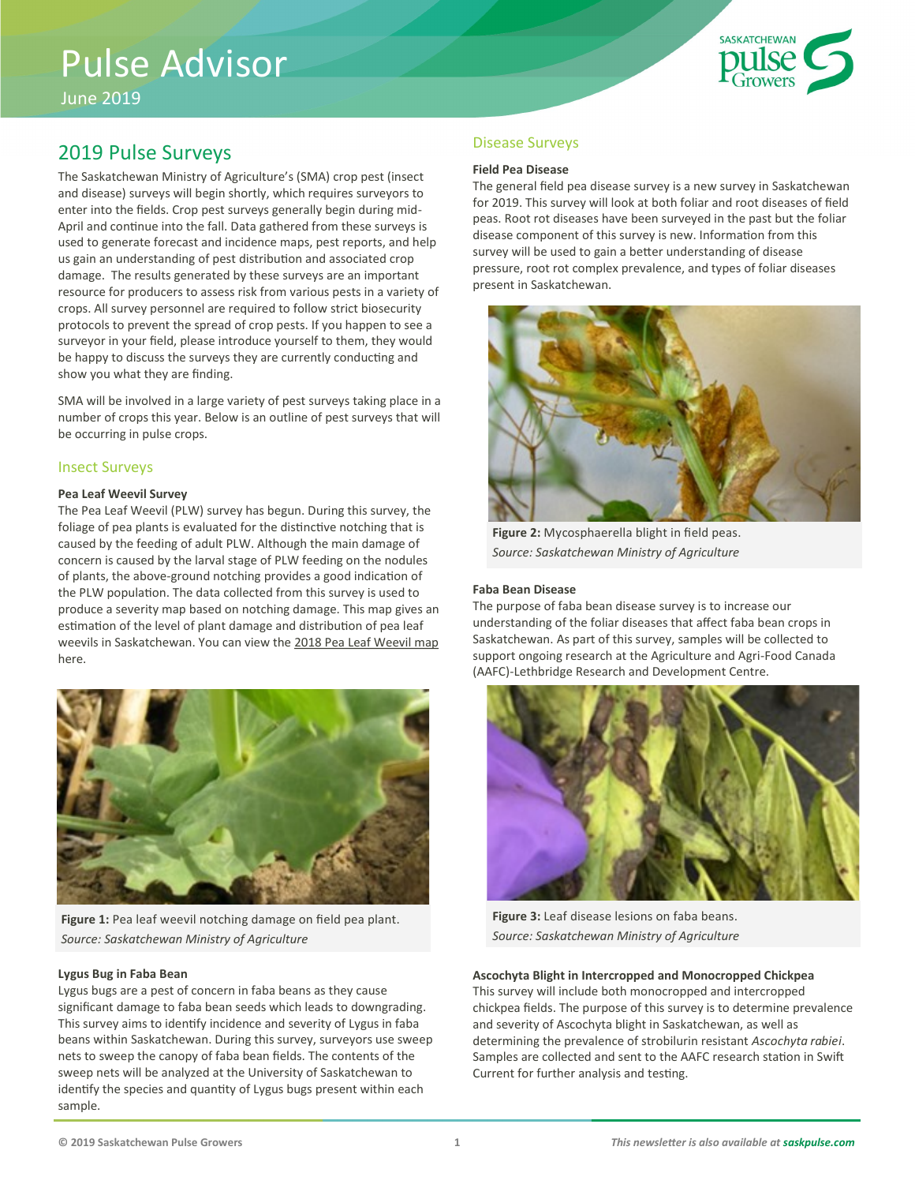# Pulse Advisor

June 2019

## 2019 Pulse Surveys

The Saskatchewan Ministry of Agriculture's (SMA) crop pest (insect and disease) surveys will begin shortly, which requires surveyors to enter into the fields. Crop pest surveys generally begin during mid-April and continue into the fall. Data gathered from these surveys is used to generate forecast and incidence maps, pest reports, and help us gain an understanding of pest distribution and associated crop damage. The results generated by these surveys are an important resource for producers to assess risk from various pests in a variety of crops. All survey personnel are required to follow strict biosecurity protocols to prevent the spread of crop pests. If you happen to see a surveyor in your field, please introduce yourself to them, they would be happy to discuss the surveys they are currently conducting and show you what they are finding.

SMA will be involved in a large variety of pest surveys taking place in a number of crops this year. Below is an outline of pest surveys that will be occurring in pulse crops.

### Insect Surveys

**Pea Leaf Weevil Survey**

The Pea Leaf Weevil (PLW) survey has begun. During this survey, the foliage of pea plants is evaluated for the distinctive notching that is caused by the feeding of adult PLW. Although the main damage of concern is caused by the larval stage of PLW feeding on the nodules of plants, the above-ground notching provides a good indication of the PLW population. The data collected from this survey is used to produce a severity map based on notching damage. This map gives an estimation of the level of plant damage and distribution of pea leaf weevils in Saskatchewan. You can view the 2018 Pea Leaf Weevil map here.

**Figure 1:** Pea leaf weevil notching damage on field pea plant.
*Source: Saskatchewan Ministry of Agriculture*

**Lygus Bug in Faba Bean**

Lygus bugs are a pest of concern in faba beans as they cause significant damage to faba bean seeds which leads to downgrading. This survey aims to identify incidence and severity of Lygus in faba beans within Saskatchewan. During this survey, surveyors use sweep nets to sweep the canopy of faba bean fields. The contents of the sweep nets will be analyzed at the University of Saskatchewan to identify the species and quantity of Lygus bugs present within each sample.

### Disease Surveys

**Field Pea Disease**

The general field pea disease survey is a new survey in Saskatchewan for 2019. This survey will look at both foliar and root diseases of field peas. Root rot diseases have been surveyed in the past but the foliar disease component of this survey is new. Information from this survey will be used to gain a better understanding of disease pressure, root rot complex prevalence, and types of foliar diseases present in Saskatchewan.

**Figure 2:** Mycosphaerella blight in field peas.
*Source: Saskatchewan Ministry of Agriculture*

**Faba Bean Disease**

The purpose of faba bean disease survey is to increase our understanding of the foliar diseases that affect faba bean crops in Saskatchewan. As part of this survey, samples will be collected to support ongoing research at the Agriculture and Agri-Food Canada (AAFC)-Lethbridge Research and Development Centre.

**Figure 3:** Leaf disease lesions on faba beans.
*Source: Saskatchewan Ministry of Agriculture*

**Ascochyta Blight in Intercropped and Monocropped Chickpea**

This survey will include both monocropped and intercropped chickpea fields. The purpose of this survey is to determine prevalence and severity of Ascochyta blight in Saskatchewan, as well as determining the prevalence of strobilurin resistant *Ascochyta rabiei*. Samples are collected and sent to the AAFC research station in Swift Current for further analysis and testing.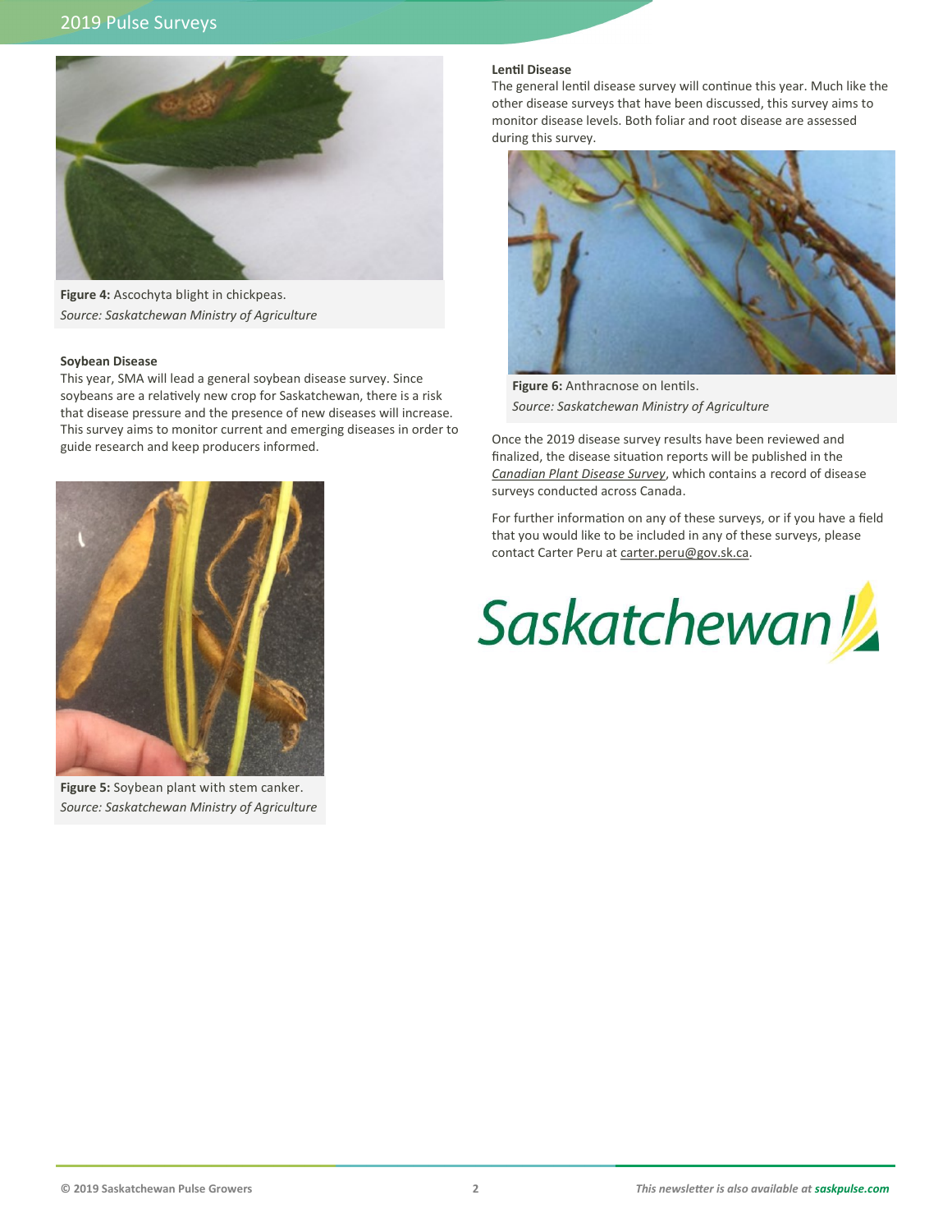Figure 4: Ascochyta blight in chickpeas.
*Source: Saskatchewan Ministry of Agriculture*

### Soybean Disease

This year, SMA will lead a general soybean disease survey. Since soybeans are a relatively new crop for Saskatchewan, there is a risk that disease pressure and the presence of new diseases will increase. This survey aims to monitor current and emerging diseases in order to guide research and keep producers informed.

**Figure 5:** Soybean plant with stem canker.
*Source: Saskatchewan Ministry of Agriculture*

### Lentil Disease

The general lentil disease survey will continue this year. Much like the other disease surveys that have been discussed, this survey aims to monitor disease levels. Both foliar and root disease are assessed during this survey.

**Figure 6:** Anthracnose on lentils.
*Source: Saskatchewan Ministry of Agriculture*

Once the 2019 disease survey results have been reviewed and finalized, the disease situation reports will be published in the *Canadian Plant Disease Survey*, which contains a record of disease surveys conducted across Canada.

For further information on any of these surveys, or if you have a field that you would like to be included in any of these surveys, please contact Carter Peru at carter.peru@gov.sk.ca.

Saskatchewan